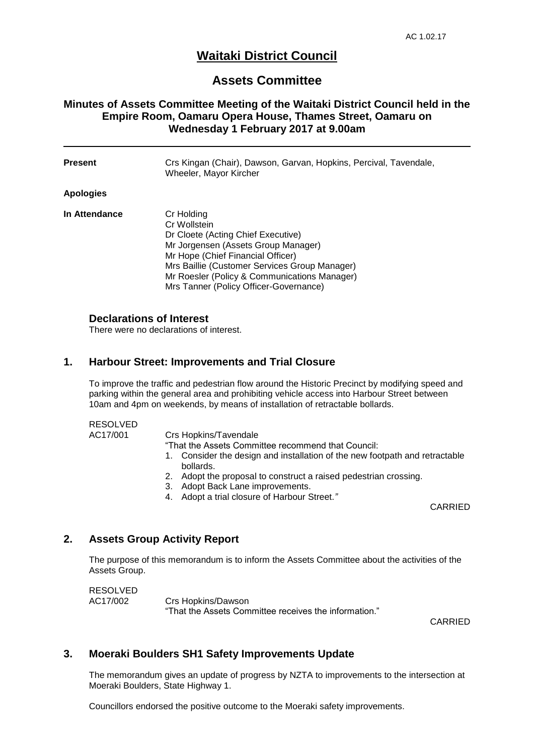AC 1.02.17

# Waitaki District Council

## Assets Committee

### Minutes of Assets Committee Meeting of the Waitaki District Council held in the Empire Room, Oamaru Opera House, Thames Street, Oamaru on Wednesday 1 February 2017 at 9.00am

---

**Present** Crs Kingan (Chair), Dawson, Garvan, Hopkins, Percival, Tavendale, Wheeler, Mayor Kircher

**Apologies**

**In Attendance**
Cr Holding
Cr Wollstein
Dr Cloete (Acting Chief Executive)
Mr Jorgensen (Assets Group Manager)
Mr Hope (Chief Financial Officer)
Mrs Baillie (Customer Services Group Manager)
Mr Roesler (Policy & Communications Manager)
Mrs Tanner (Policy Officer-Governance)

### Declarations of Interest

There were no declarations of interest.

### 1. Harbour Street: Improvements and Trial Closure

To improve the traffic and pedestrian flow around the Historic Precinct by modifying speed and parking within the general area and prohibiting vehicle access into Harbour Street between 10am and 4pm on weekends, by means of installation of retractable bollards.

RESOLVED
AC17/001 Crs Hopkins/Tavendale
"That the Assets Committee recommend that Council:

1. Consider the design and installation of the new footpath and retractable bollards.
2. Adopt the proposal to construct a raised pedestrian crossing.
3. Adopt Back Lane improvements.
4. Adopt a trial closure of Harbour Street."

CARRIED

### 2. Assets Group Activity Report

The purpose of this memorandum is to inform the Assets Committee about the activities of the Assets Group.

RESOLVED
AC17/002 Crs Hopkins/Dawson
"That the Assets Committee receives the information."

CARRIED

### 3. Moeraki Boulders SH1 Safety Improvements Update

The memorandum gives an update of progress by NZTA to improvements to the intersection at Moeraki Boulders, State Highway 1.

Councillors endorsed the positive outcome to the Moeraki safety improvements.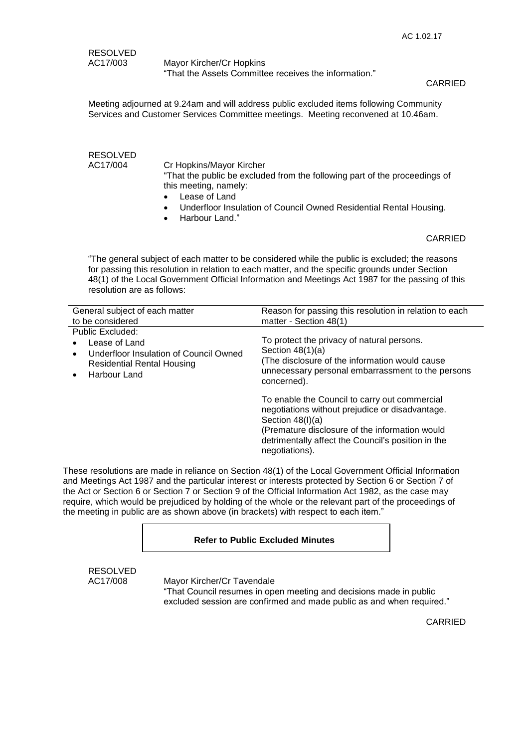RESOLVED
AC17/003 Mayor Kircher/Cr Hopkins
"That the Assets Committee receives the information."

CARRIED

Meeting adjourned at 9.24am and will address public excluded items following Community Services and Customer Services Committee meetings. Meeting reconvened at 10.46am.

RESOLVED
AC17/004 Cr Hopkins/Mayor Kircher
"That the public be excluded from the following part of the proceedings of this meeting, namely:

- Lease of Land
- Underfloor Insulation of Council Owned Residential Rental Housing.
- Harbour Land."

CARRIED

"The general subject of each matter to be considered while the public is excluded; the reasons for passing this resolution in relation to each matter, and the specific grounds under Section 48(1) of the Local Government Official Information and Meetings Act 1987 for the passing of this resolution are as follows:

| General subject of each matter to be considered | Reason for passing this resolution in relation to each matter - Section 48(1) |
|---|---|
| Public Excluded:<br>• Lease of Land<br>• Underfloor Insulation of Council Owned Residential Rental Housing<br>• Harbour Land | To protect the privacy of natural persons.<br>Section 48(1)(a)<br>(The disclosure of the information would cause unnecessary personal embarrassment to the persons concerned).<br><br>To enable the Council to carry out commercial negotiations without prejudice or disadvantage.<br>Section 48(I)(a)<br>(Premature disclosure of the information would detrimentally affect the Council's position in the negotiations). |

These resolutions are made in reliance on Section 48(1) of the Local Government Official Information and Meetings Act 1987 and the particular interest or interests protected by Section 6 or Section 7 of the Act or Section 6 or Section 7 or Section 9 of the Official Information Act 1982, as the case may require, which would be prejudiced by holding of the whole or the relevant part of the proceedings of the meeting in public are as shown above (in brackets) with respect to each item."

**Refer to Public Excluded Minutes**

RESOLVED
AC17/008 Mayor Kircher/Cr Tavendale
"That Council resumes in open meeting and decisions made in public excluded session are confirmed and made public as and when required."

CARRIED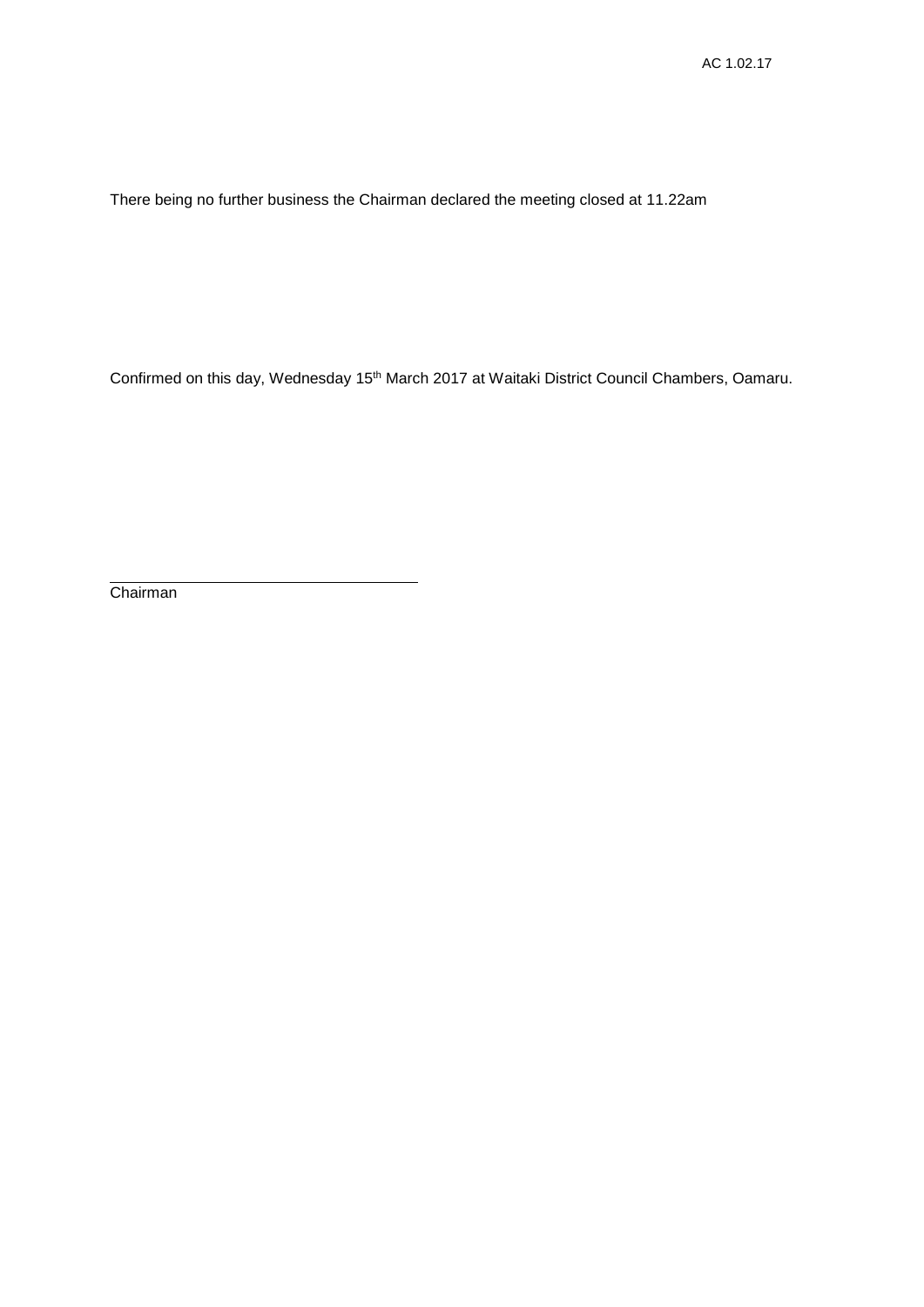There being no further business the Chairman declared the meeting closed at 11.22am

Confirmed on this day, Wednesday 15th March 2017 at Waitaki District Council Chambers, Oamaru.

\_\_\_\_\_\_\_\_\_\_\_\_\_\_\_\_\_\_\_\_\_\_\_\_\_\_\_\_\_\_\_\_\_\_\_\_

Chairman